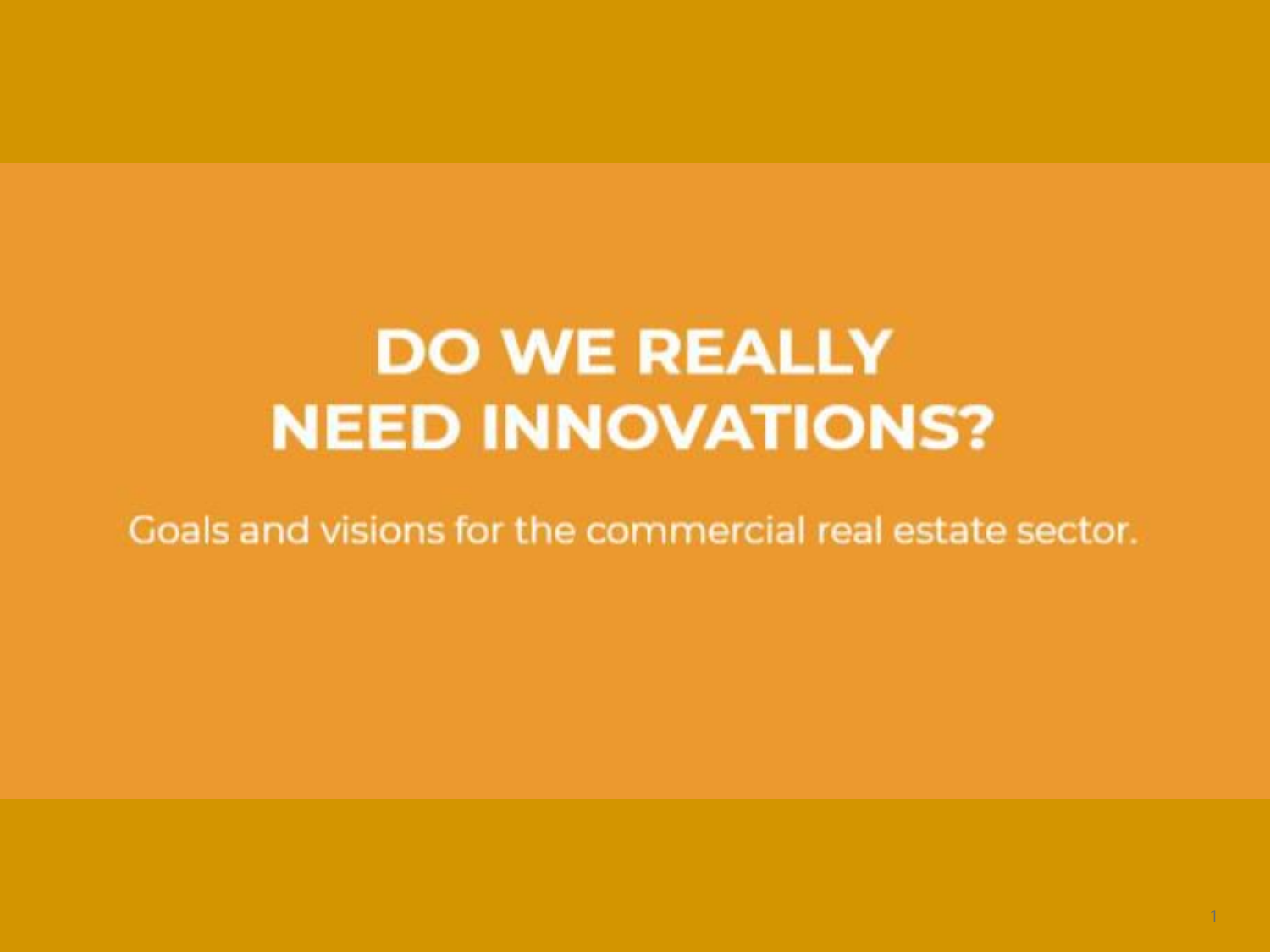# DO WE REALLY NEED INNOVATIONS?

Goals and visions for the commercial real estate sector.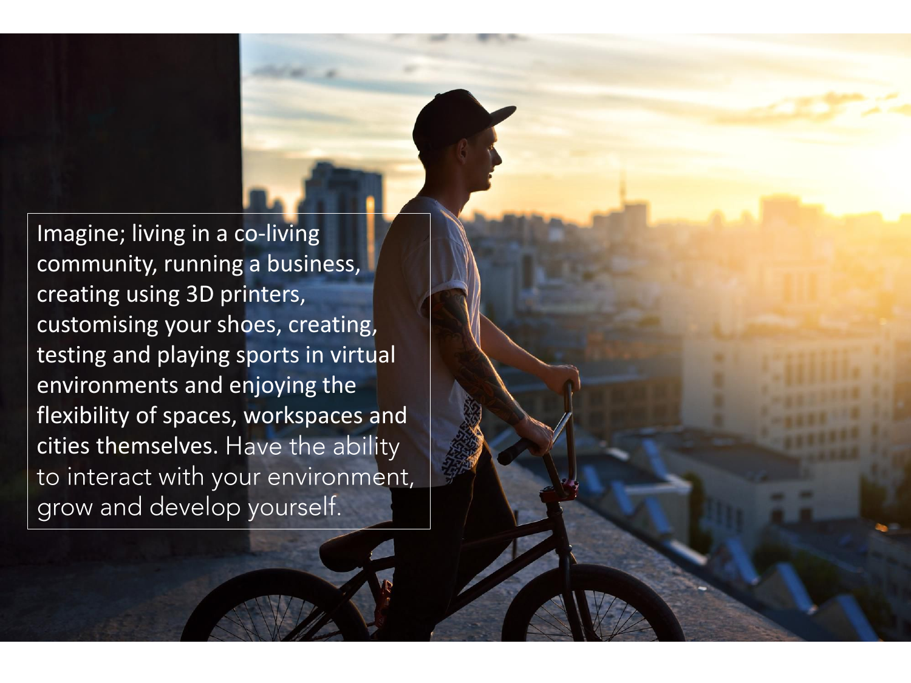Imagine; living in a co-living community, running a business, creating using 3D printers, customising your shoes, creating, testing and playing sports in virtual environments and enjoying the flexibility of spaces, workspaces and cities themselves. Have the ability to interact with your environment, grow and develop yourself.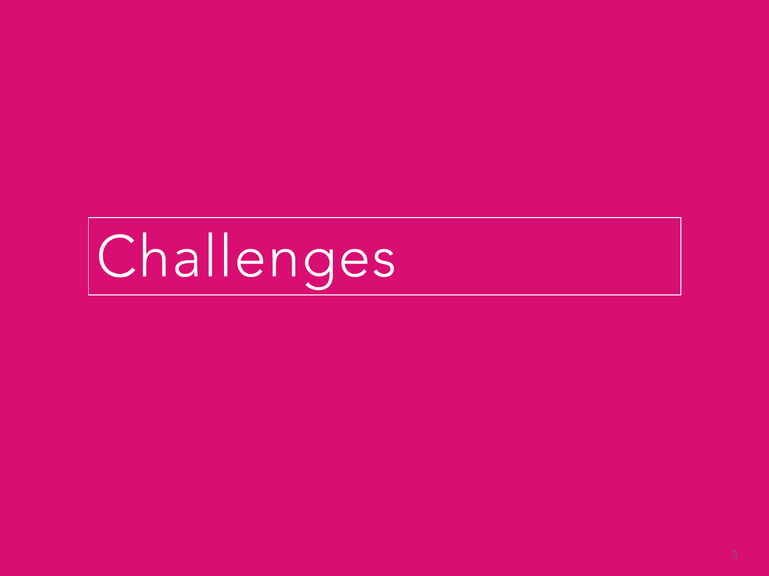# Challenges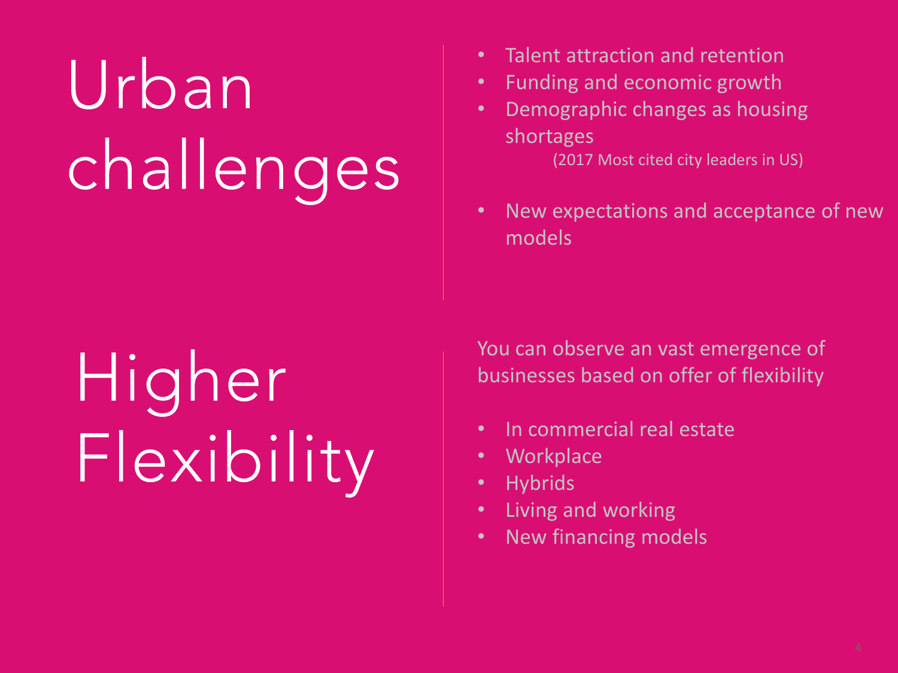# Urban challenges

- Talent attraction and retention
- Funding and economic growth
- Demographic changes as housing shortages
  
  (2017 Most cited city leaders in US)

- New expectations and acceptance of new models

# Higher Flexibility

You can observe an vast emergence of businesses based on offer of flexibility

- In commercial real estate
- Workplace
- Hybrids
- Living and working
- New financing models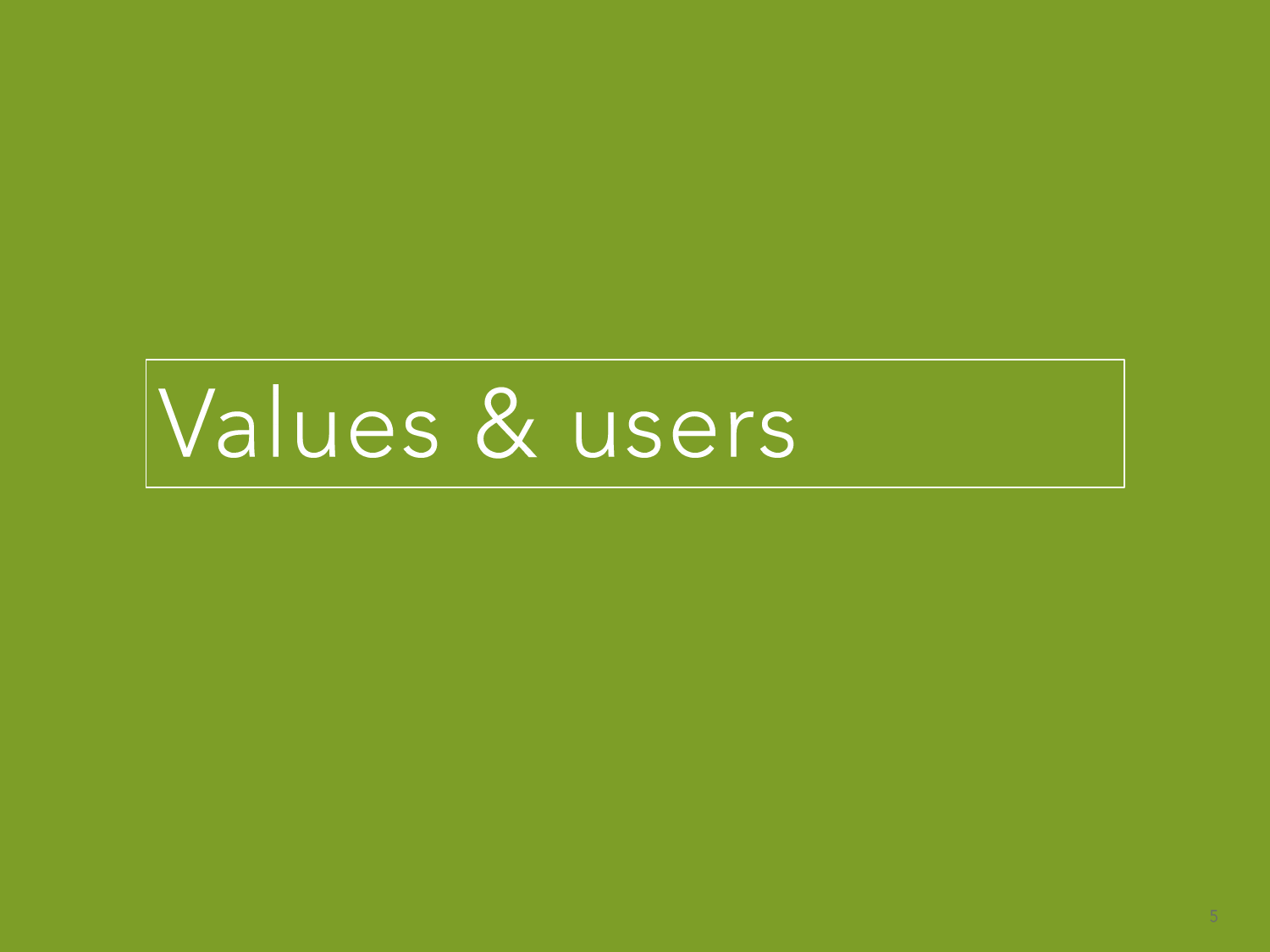# Values & users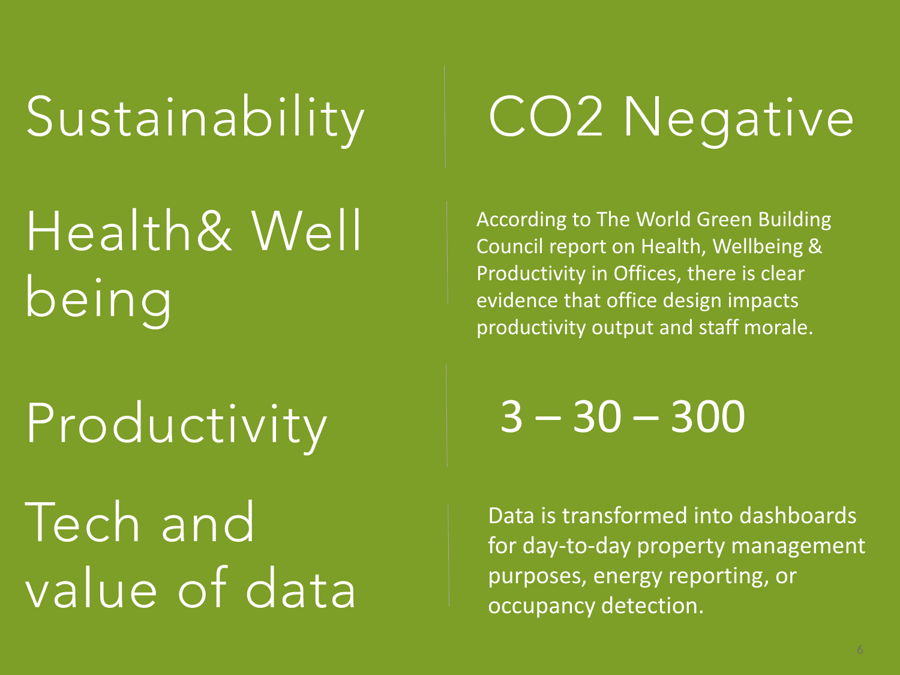| | |
|---|---|
| Sustainability | $CO_2$ Negative |
| Health& Well being | According to The World Green Building Council report on Health, Wellbeing & Productivity in Offices, there is clear evidence that office design impacts productivity output and staff morale. |
| Productivity | 3 – 30 – 300 |
| Tech and value of data | Data is transformed into dashboards for day-to-day property management purposes, energy reporting, or occupancy detection. |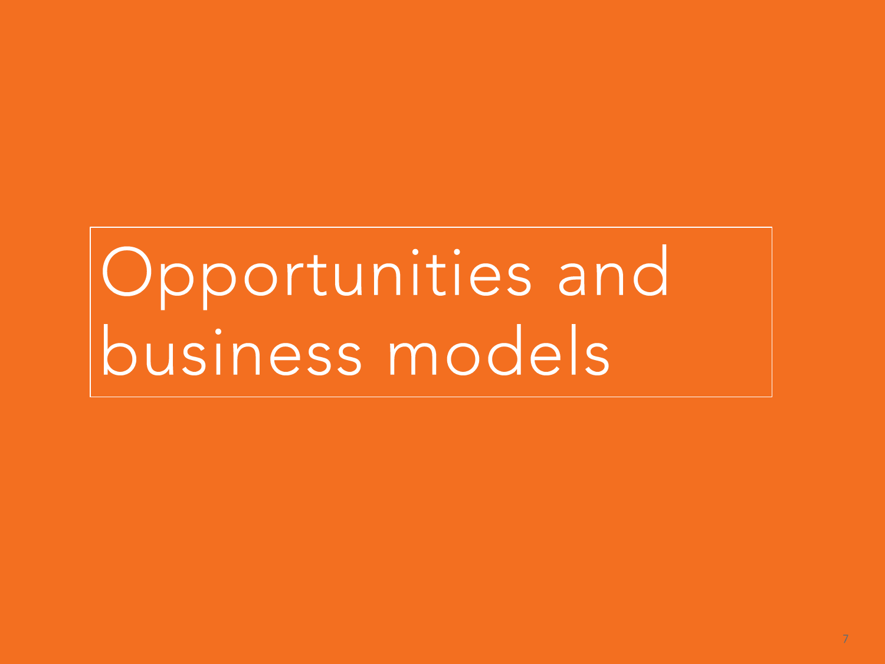# Opportunities and business models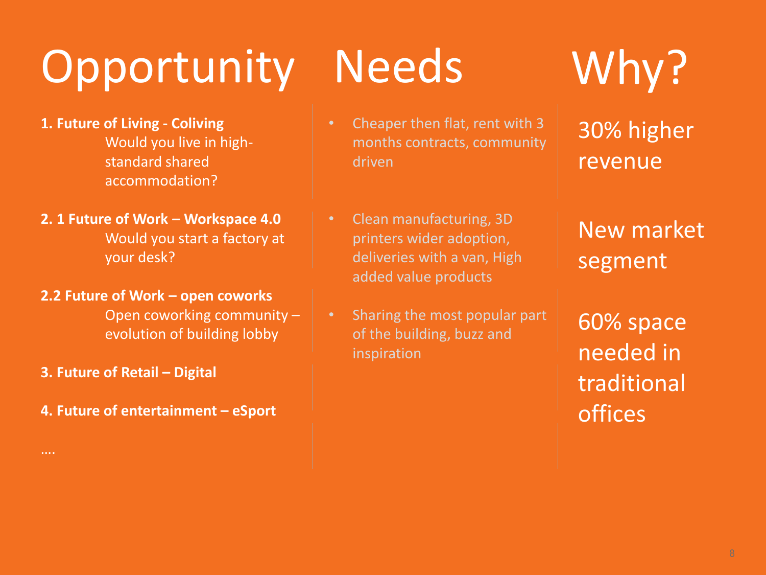| Opportunity | Needs | Why? |
| --- | --- | --- |
| **1. Future of Living - Coliving**<br>Would you live in high-standard shared accommodation? | Cheaper then flat, rent with 3 months contracts, community driven | 30% higher revenue |
| **2. 1 Future of Work – Workspace 4.0**<br>Would you start a factory at your desk? | Clean manufacturing, 3D printers wider adoption, deliveries with a van, High added value products | New market segment |
| **2.2 Future of Work – open coworks**<br>Open coworking community – evolution of building lobby | Sharing the most popular part of the building, buzz and inspiration | 60% space needed in traditional offices |
| **3. Future of Retail – Digital** | | |
| **4. Future of entertainment – eSport** | | |
| …. | | |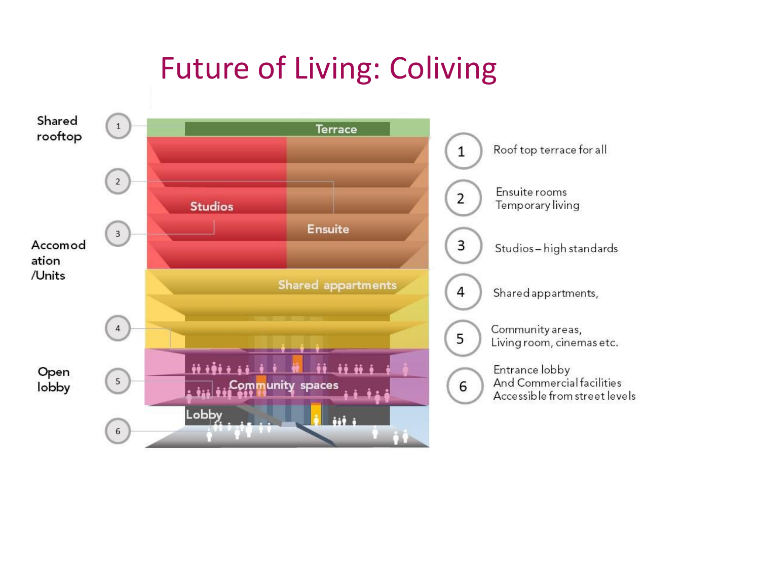# Future of Living: Coliving

Shared rooftop

Accomodation /Units

Open lobby

Terrace

Studios

Ensuite

Shared appartments

Community spaces

Lobby

1. Roof top terrace for all
2. Ensuite rooms
   Temporary living
3. Studios – high standards
4. Shared appartments,
5. Community areas,
   Living room, cinemas etc.
6. Entrance lobby
   And Commercial facilities
   Accessible from street levels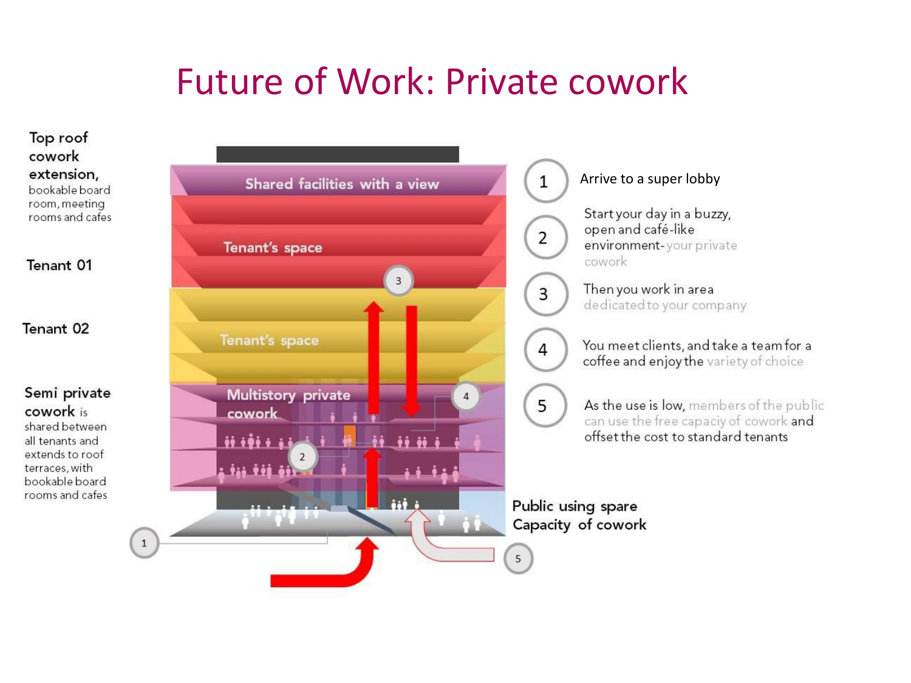# Future of Work: Private cowork

**Top roof cowork extension,** bookable board room, meeting rooms and cafes

Tenant 01

Tenant 02

**Semi private cowork** is shared between all tenants and extends to roof terraces, with bookable board rooms and cafes

Shared facilities with a view

Tenant's space

Tenant's space

Multistory private cowork

Public using spare Capacity of cowork

1. Arrive to a super lobby
2. Start your day in a buzzy, open and café-like environment- your private cowork
3. Then you work in area dedicated to your company
4. You meet clients, and take a team for a coffee and enjoy the variety of choice
5. As the use is low, members of the public can use the free capaciy of cowork and offset the cost to standard tenants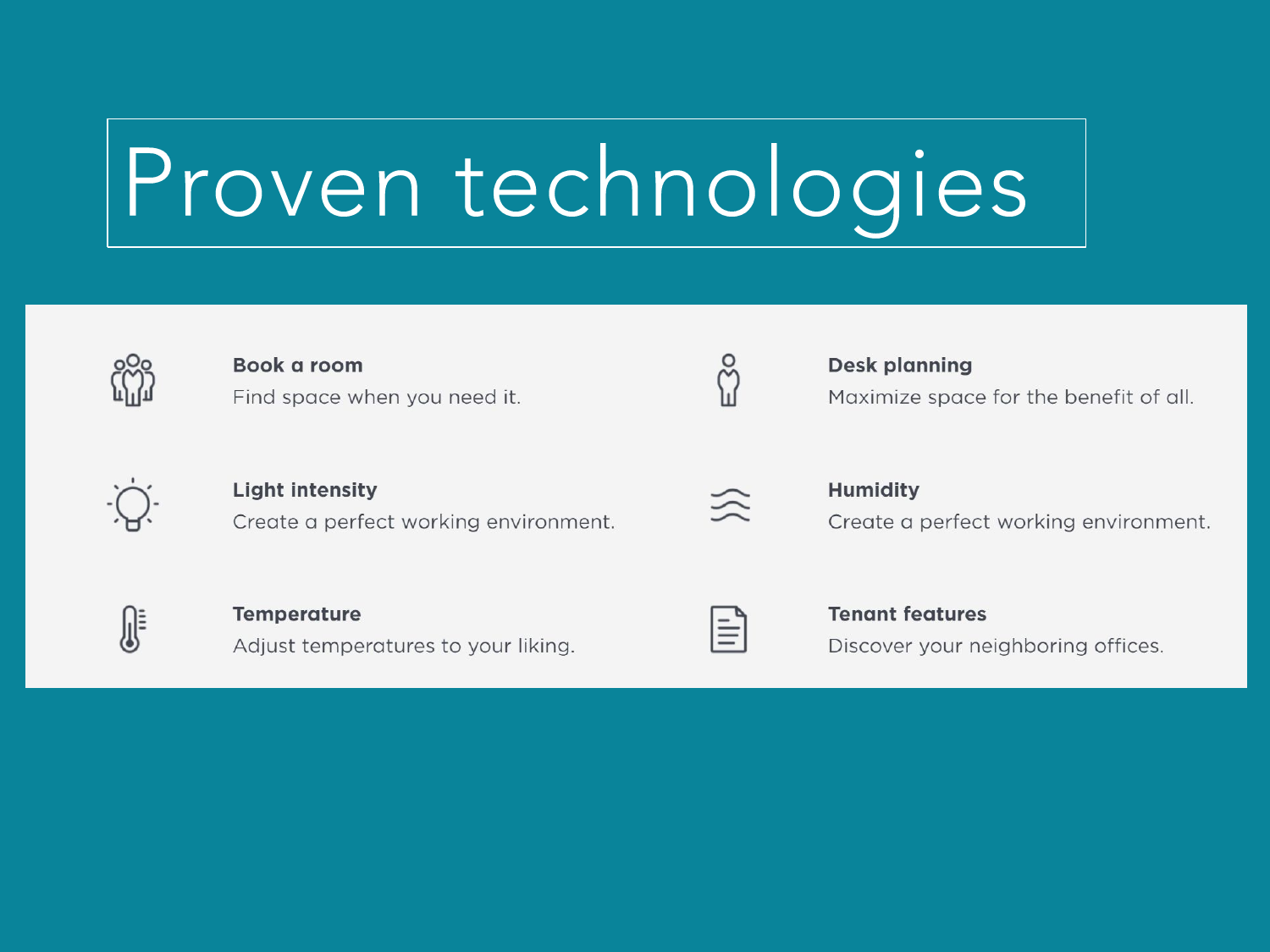# Proven technologies

**Book a room**
Find space when you need it.

**Desk planning**
Maximize space for the benefit of all.

**Light intensity**
Create a perfect working environment.

**Humidity**
Create a perfect working environment.

**Temperature**
Adjust temperatures to your liking.

**Tenant features**
Discover your neighboring offices.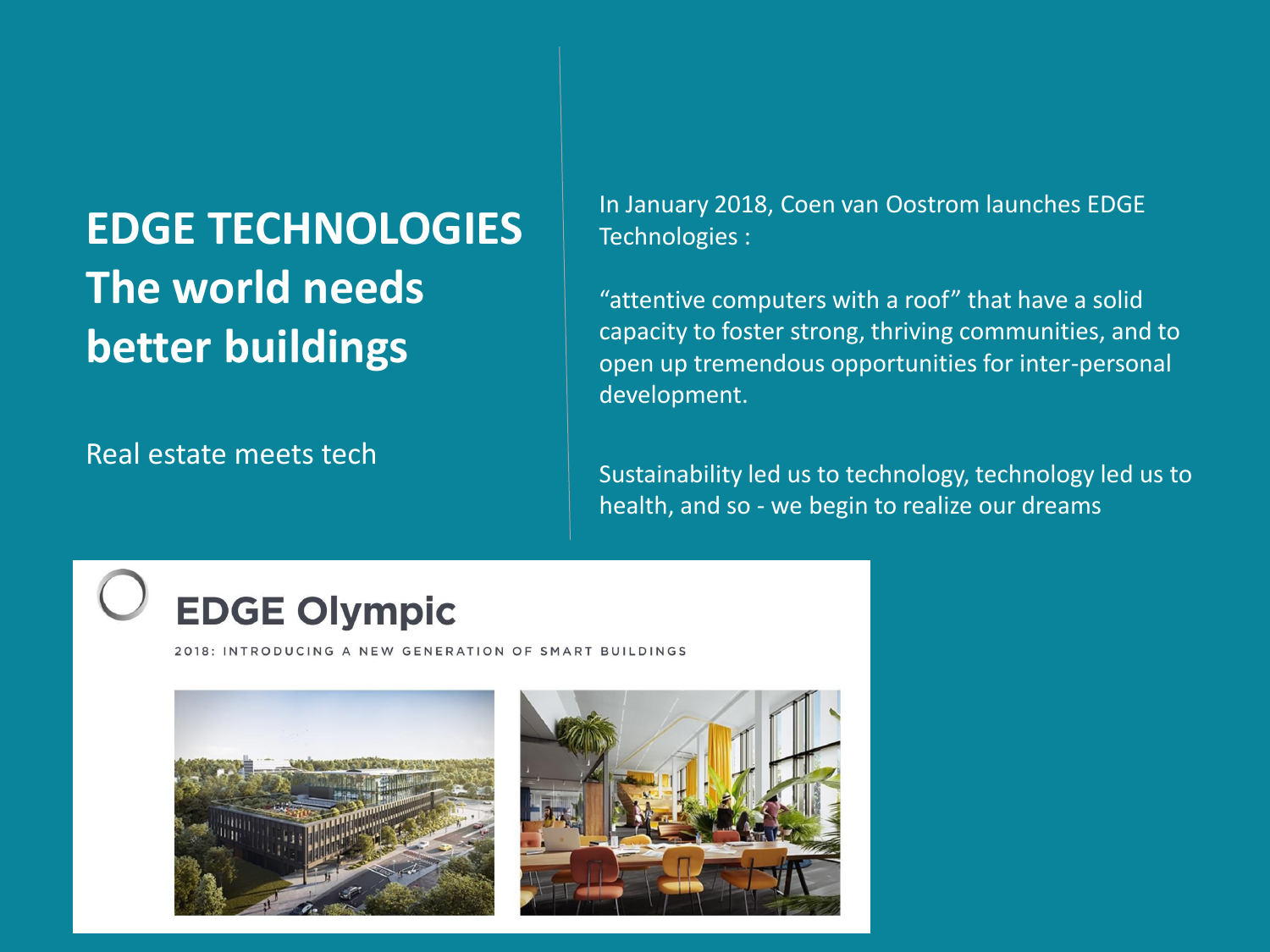# EDGE TECHNOLOGIES
## The world needs better buildings

Real estate meets tech

In January 2018, Coen van Oostrom launches EDGE Technologies :

“attentive computers with a roof” that have a solid capacity to foster strong, thriving communities, and to open up tremendous opportunities for inter-personal development.

Sustainability led us to technology, technology led us to health, and so - we begin to realize our dreams

**EDGE Olympic**

2018: INTRODUCING A NEW GENERATION OF SMART BUILDINGS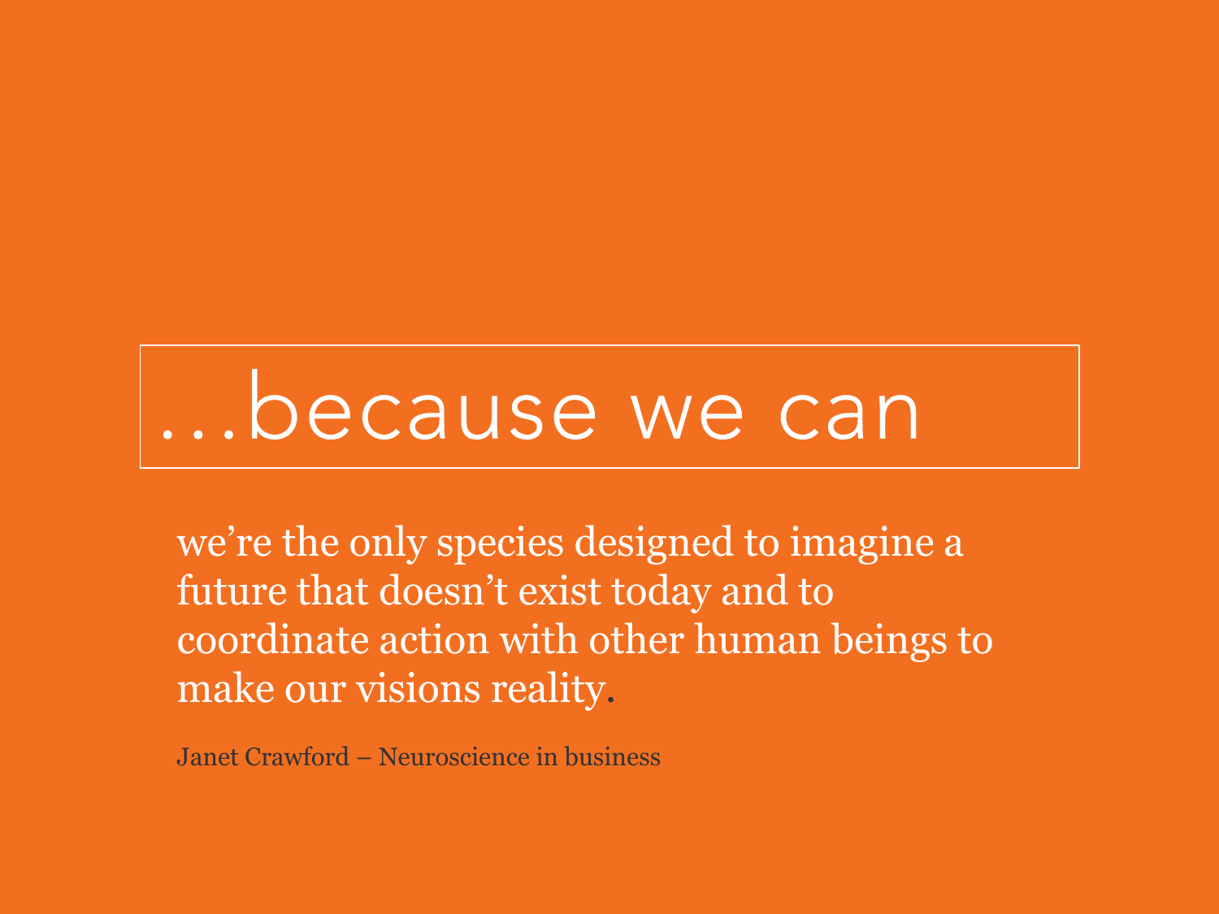# …because we can

we're the only species designed to imagine a future that doesn't exist today and to coordinate action with other human beings to make our visions reality.

Janet Crawford – Neuroscience in business